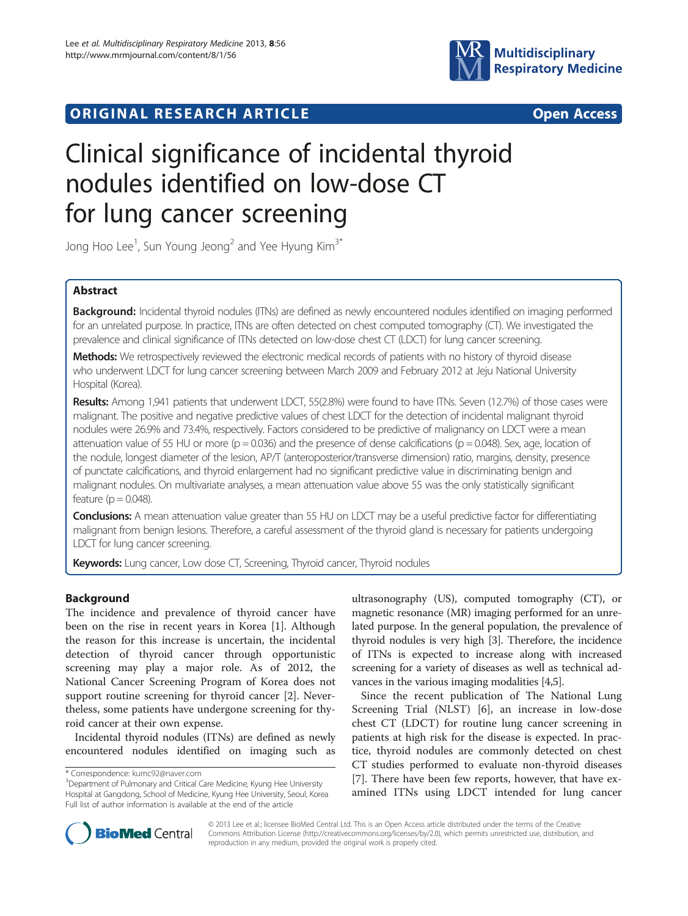**ORIGINAL RESEARCH ARTICLE** **Open Access**

# Clinical significance of incidental thyroid nodules identified on low-dose CT for lung cancer screening

Jong Hoo Lee[1], Sun Young Jeong[2] and Yee Hyung Kim[3*]

## Abstract

**Background:** Incidental thyroid nodules (ITNs) are defined as newly encountered nodules identified on imaging performed for an unrelated purpose. In practice, ITNs are often detected on chest computed tomography (CT). We investigated the prevalence and clinical significance of ITNs detected on low-dose chest CT (LDCT) for lung cancer screening.

**Methods:** We retrospectively reviewed the electronic medical records of patients with no history of thyroid disease who underwent LDCT for lung cancer screening between March 2009 and February 2012 at Jeju National University Hospital (Korea).

**Results:** Among 1,941 patients that underwent LDCT, 55(2.8%) were found to have ITNs. Seven (12.7%) of those cases were malignant. The positive and negative predictive values of chest LDCT for the detection of incidental malignant thyroid nodules were 26.9% and 73.4%, respectively. Factors considered to be predictive of malignancy on LDCT were a mean attenuation value of 55 HU or more ($p = 0.036$) and the presence of dense calcifications ($p = 0.048$). Sex, age, location of the nodule, longest diameter of the lesion, AP/T (anteroposterior/transverse dimension) ratio, margins, density, presence of punctate calcifications, and thyroid enlargement had no significant predictive value in discriminating benign and malignant nodules. On multivariate analyses, a mean attenuation value above 55 was the only statistically significant feature ($p = 0.048$).

**Conclusions:** A mean attenuation value greater than 55 HU on LDCT may be a useful predictive factor for differentiating malignant from benign lesions. Therefore, a careful assessment of the thyroid gland is necessary for patients undergoing LDCT for lung cancer screening.

**Keywords:** Lung cancer, Low dose CT, Screening, Thyroid cancer, Thyroid nodules

## Background

The incidence and prevalence of thyroid cancer have been on the rise in recent years in Korea [1]. Although the reason for this increase is uncertain, the incidental detection of thyroid cancer through opportunistic screening may play a major role. As of 2012, the National Cancer Screening Program of Korea does not support routine screening for thyroid cancer [2]. Nevertheless, some patients have undergone screening for thyroid cancer at their own expense.

Incidental thyroid nodules (ITNs) are defined as newly encountered nodules identified on imaging such as ultrasonography (US), computed tomography (CT), or magnetic resonance (MR) imaging performed for an unrelated purpose. In the general population, the prevalence of thyroid nodules is very high [3]. Therefore, the incidence of ITNs is expected to increase along with increased screening for a variety of diseases as well as technical advances in the various imaging modalities [4,5].

Since the recent publication of The National Lung Screening Trial (NLST) [6], an increase in low-dose chest CT (LDCT) for routine lung cancer screening in patients at high risk for the disease is expected. In practice, thyroid nodules are commonly detected on chest CT studies performed to evaluate non-thyroid diseases [7]. There have been few reports, however, that have examined ITNs using LDCT intended for lung cancer

\* Correspondence: kumc92@naver.com
[3]Department of Pulmonary and Critical Care Medicine, Kyung Hee University Hospital at Gangdong, School of Medicine, Kyung Hee University, Seoul, Korea
Full list of author information is available at the end of the article

© 2013 Lee et al.; licensee BioMed Central Ltd. This is an Open Access article distributed under the terms of the Creative Commons Attribution License (http://creativecommons.org/licenses/by/2.0), which permits unrestricted use, distribution, and reproduction in any medium, provided the original work is properly cited.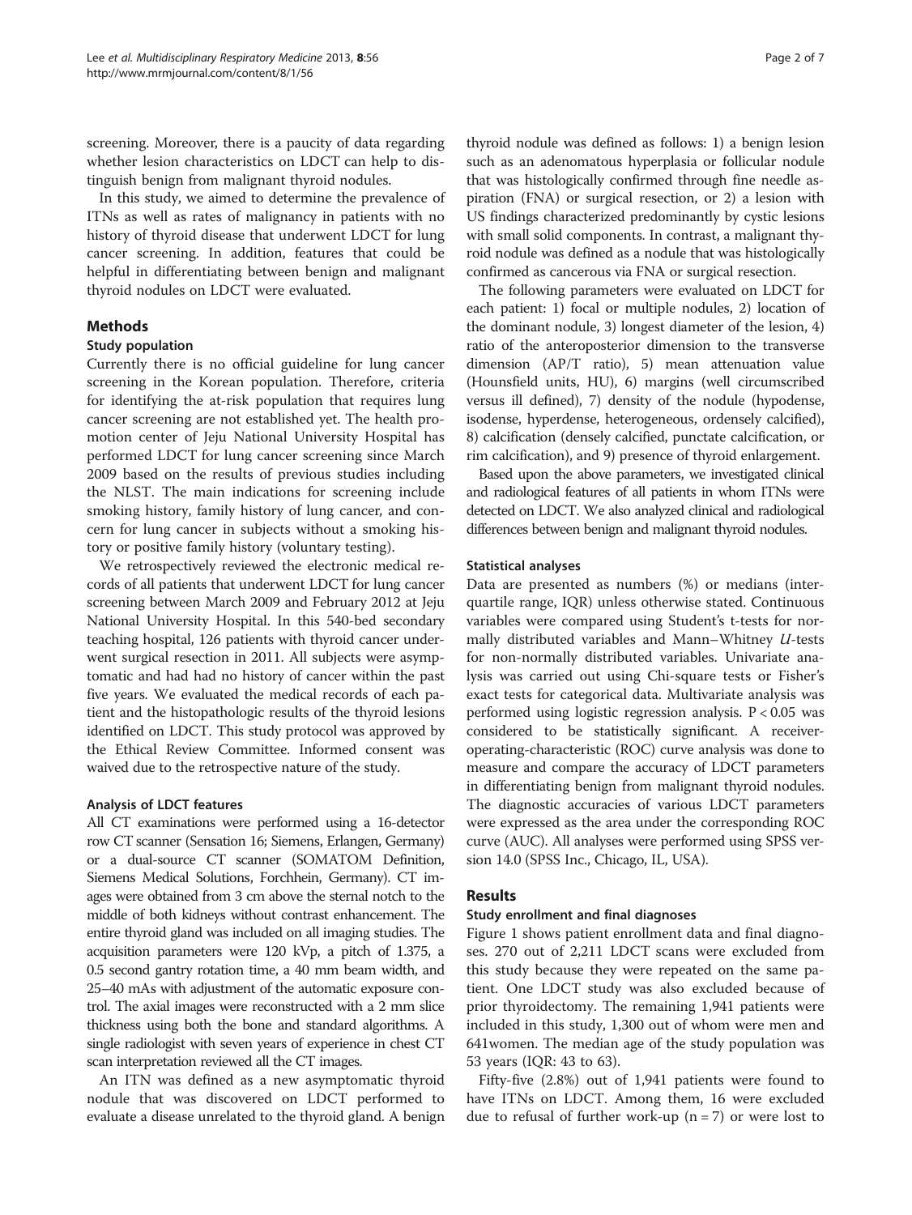screening. Moreover, there is a paucity of data regarding whether lesion characteristics on LDCT can help to distinguish benign from malignant thyroid nodules.

In this study, we aimed to determine the prevalence of ITNs as well as rates of malignancy in patients with no history of thyroid disease that underwent LDCT for lung cancer screening. In addition, features that could be helpful in differentiating between benign and malignant thyroid nodules on LDCT were evaluated.

## Methods

### Study population

Currently there is no official guideline for lung cancer screening in the Korean population. Therefore, criteria for identifying the at-risk population that requires lung cancer screening are not established yet. The health promotion center of Jeju National University Hospital has performed LDCT for lung cancer screening since March 2009 based on the results of previous studies including the NLST. The main indications for screening include smoking history, family history of lung cancer, and concern for lung cancer in subjects without a smoking history or positive family history (voluntary testing).

We retrospectively reviewed the electronic medical records of all patients that underwent LDCT for lung cancer screening between March 2009 and February 2012 at Jeju National University Hospital. In this 540-bed secondary teaching hospital, 126 patients with thyroid cancer underwent surgical resection in 2011. All subjects were asymptomatic and had had no history of cancer within the past five years. We evaluated the medical records of each patient and the histopathologic results of the thyroid lesions identified on LDCT. This study protocol was approved by the Ethical Review Committee. Informed consent was waived due to the retrospective nature of the study.

#### Analysis of LDCT features

All CT examinations were performed using a 16-detector row CT scanner (Sensation 16; Siemens, Erlangen, Germany) or a dual-source CT scanner (SOMATOM Definition, Siemens Medical Solutions, Forchhein, Germany). CT images were obtained from 3 cm above the sternal notch to the middle of both kidneys without contrast enhancement. The entire thyroid gland was included on all imaging studies. The acquisition parameters were 120 kVp, a pitch of 1.375, a 0.5 second gantry rotation time, a 40 mm beam width, and 25–40 mAs with adjustment of the automatic exposure control. The axial images were reconstructed with a 2 mm slice thickness using both the bone and standard algorithms. A single radiologist with seven years of experience in chest CT scan interpretation reviewed all the CT images.

An ITN was defined as a new asymptomatic thyroid nodule that was discovered on LDCT performed to evaluate a disease unrelated to the thyroid gland. A benign thyroid nodule was defined as follows: 1) a benign lesion such as an adenomatous hyperplasia or follicular nodule that was histologically confirmed through fine needle aspiration (FNA) or surgical resection, or 2) a lesion with US findings characterized predominantly by cystic lesions with small solid components. In contrast, a malignant thyroid nodule was defined as a nodule that was histologically confirmed as cancerous via FNA or surgical resection.

The following parameters were evaluated on LDCT for each patient: 1) focal or multiple nodules, 2) location of the dominant nodule, 3) longest diameter of the lesion, 4) ratio of the anteroposterior dimension to the transverse dimension (AP/T ratio), 5) mean attenuation value (Hounsfield units, HU), 6) margins (well circumscribed versus ill defined), 7) density of the nodule (hypodense, isodense, hyperdense, heterogeneous, ordensely calcified), 8) calcification (densely calcified, punctate calcification, or rim calcification), and 9) presence of thyroid enlargement.

Based upon the above parameters, we investigated clinical and radiological features of all patients in whom ITNs were detected on LDCT. We also analyzed clinical and radiological differences between benign and malignant thyroid nodules.

#### Statistical analyses

Data are presented as numbers (%) or medians (interquartile range, IQR) unless otherwise stated. Continuous variables were compared using Student's t-tests for normally distributed variables and Mann–Whitney *U*-tests for non-normally distributed variables. Univariate analysis was carried out using Chi-square tests or Fisher's exact tests for categorical data. Multivariate analysis was performed using logistic regression analysis. $P < 0.05$ was considered to be statistically significant. A receiver-operating-characteristic (ROC) curve analysis was done to measure and compare the accuracy of LDCT parameters in differentiating benign from malignant thyroid nodules. The diagnostic accuracies of various LDCT parameters were expressed as the area under the corresponding ROC curve (AUC). All analyses were performed using SPSS version 14.0 (SPSS Inc., Chicago, IL, USA).

## Results

### Study enrollment and final diagnoses

Figure 1 shows patient enrollment data and final diagnoses. 270 out of 2,211 LDCT scans were excluded from this study because they were repeated on the same patient. One LDCT study was also excluded because of prior thyroidectomy. The remaining 1,941 patients were included in this study, 1,300 out of whom were men and 641women. The median age of the study population was 53 years (IQR: 43 to 63).

Fifty-five (2.8%) out of 1,941 patients were found to have ITNs on LDCT. Among them, 16 were excluded due to refusal of further work-up (n = 7) or were lost to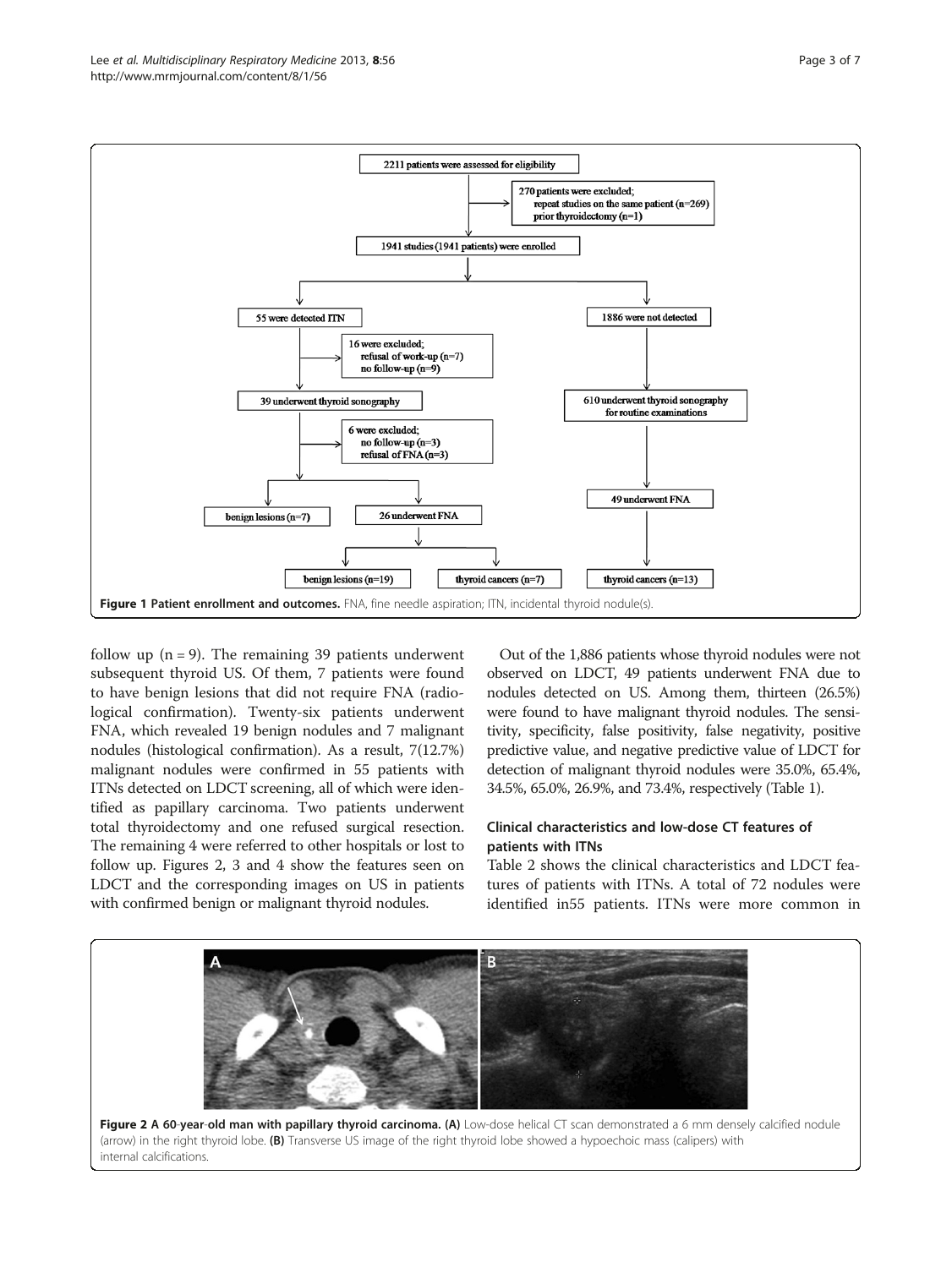Figure 1 Patient enrollment and outcomes. FNA, fine needle aspiration; ITN, incidental thyroid nodule(s).

follow up (n = 9). The remaining 39 patients underwent subsequent thyroid US. Of them, 7 patients were found to have benign lesions that did not require FNA (radiological confirmation). Twenty-six patients underwent FNA, which revealed 19 benign nodules and 7 malignant nodules (histological confirmation). As a result, 7(12.7%) malignant nodules were confirmed in 55 patients with ITNs detected on LDCT screening, all of which were identified as papillary carcinoma. Two patients underwent total thyroidectomy and one refused surgical resection. The remaining 4 were referred to other hospitals or lost to follow up. Figures 2, 3 and 4 show the features seen on LDCT and the corresponding images on US in patients with confirmed benign or malignant thyroid nodules.

Out of the 1,886 patients whose thyroid nodules were not observed on LDCT, 49 patients underwent FNA due to nodules detected on US. Among them, thirteen (26.5%) were found to have malignant thyroid nodules. The sensitivity, specificity, false positivity, false negativity, positive predictive value, and negative predictive value of LDCT for detection of malignant thyroid nodules were 35.0%, 65.4%, 34.5%, 65.0%, 26.9%, and 73.4%, respectively (Table 1).

## Clinical characteristics and low-dose CT features of patients with ITNs

Table 2 shows the clinical characteristics and LDCT features of patients with ITNs. A total of 72 nodules were identified in55 patients. ITNs were more common in

Figure 2 A 60-year-old man with papillary thyroid carcinoma. (A) Low-dose helical CT scan demonstrated a 6 mm densely calcified nodule (arrow) in the right thyroid lobe. (B) Transverse US image of the right thyroid lobe showed a hypoechoic mass (calipers) with internal calcifications.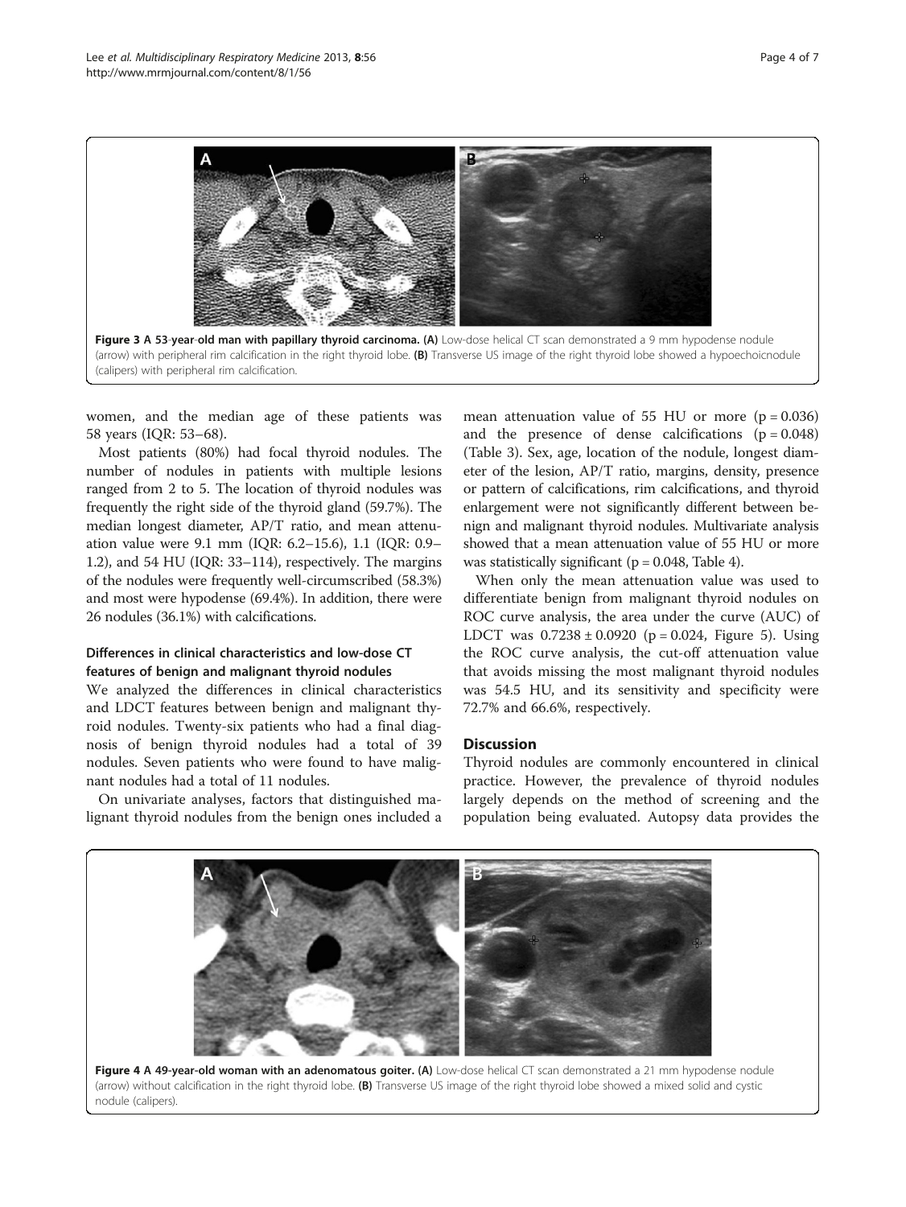Figure 3 A 53-year-old man with papillary thyroid carcinoma. (A) Low-dose helical CT scan demonstrated a 9 mm hypodense nodule (arrow) with peripheral rim calcification in the right thyroid lobe. (B) Transverse US image of the right thyroid lobe showed a hypoechoicnodule (calipers) with peripheral rim calcification.

women, and the median age of these patients was 58 years (IQR: 53–68).

Most patients (80%) had focal thyroid nodules. The number of nodules in patients with multiple lesions ranged from 2 to 5. The location of thyroid nodules was frequently the right side of the thyroid gland (59.7%). The median longest diameter, AP/T ratio, and mean attenuation value were 9.1 mm (IQR: 6.2–15.6), 1.1 (IQR: 0.9–1.2), and 54 HU (IQR: 33–114), respectively. The margins of the nodules were frequently well-circumscribed (58.3%) and most were hypodense (69.4%). In addition, there were 26 nodules (36.1%) with calcifications.

### Differences in clinical characteristics and low-dose CT features of benign and malignant thyroid nodules

We analyzed the differences in clinical characteristics and LDCT features between benign and malignant thyroid nodules. Twenty-six patients who had a final diagnosis of benign thyroid nodules had a total of 39 nodules. Seven patients who were found to have malignant nodules had a total of 11 nodules.

On univariate analyses, factors that distinguished malignant thyroid nodules from the benign ones included a mean attenuation value of 55 HU or more ($p = 0.036$) and the presence of dense calcifications ($p = 0.048$) (Table 3). Sex, age, location of the nodule, longest diameter of the lesion, AP/T ratio, margins, density, presence or pattern of calcifications, rim calcifications, and thyroid enlargement were not significantly different between benign and malignant thyroid nodules. Multivariate analysis showed that a mean attenuation value of 55 HU or more was statistically significant ($p = 0.048$, Table 4).

When only the mean attenuation value was used to differentiate benign from malignant thyroid nodules on ROC curve analysis, the area under the curve (AUC) of LDCT was $0.7238 \pm 0.0920$ ($p = 0.024$, Figure 5). Using the ROC curve analysis, the cut-off attenuation value that avoids missing the most malignant thyroid nodules was 54.5 HU, and its sensitivity and specificity were 72.7% and 66.6%, respectively.

## Discussion

Thyroid nodules are commonly encountered in clinical practice. However, the prevalence of thyroid nodules largely depends on the method of screening and the population being evaluated. Autopsy data provides the

Figure 4 A 49-year-old woman with an adenomatous goiter. (A) Low-dose helical CT scan demonstrated a 21 mm hypodense nodule (arrow) without calcification in the right thyroid lobe. (B) Transverse US image of the right thyroid lobe showed a mixed solid and cystic nodule (calipers).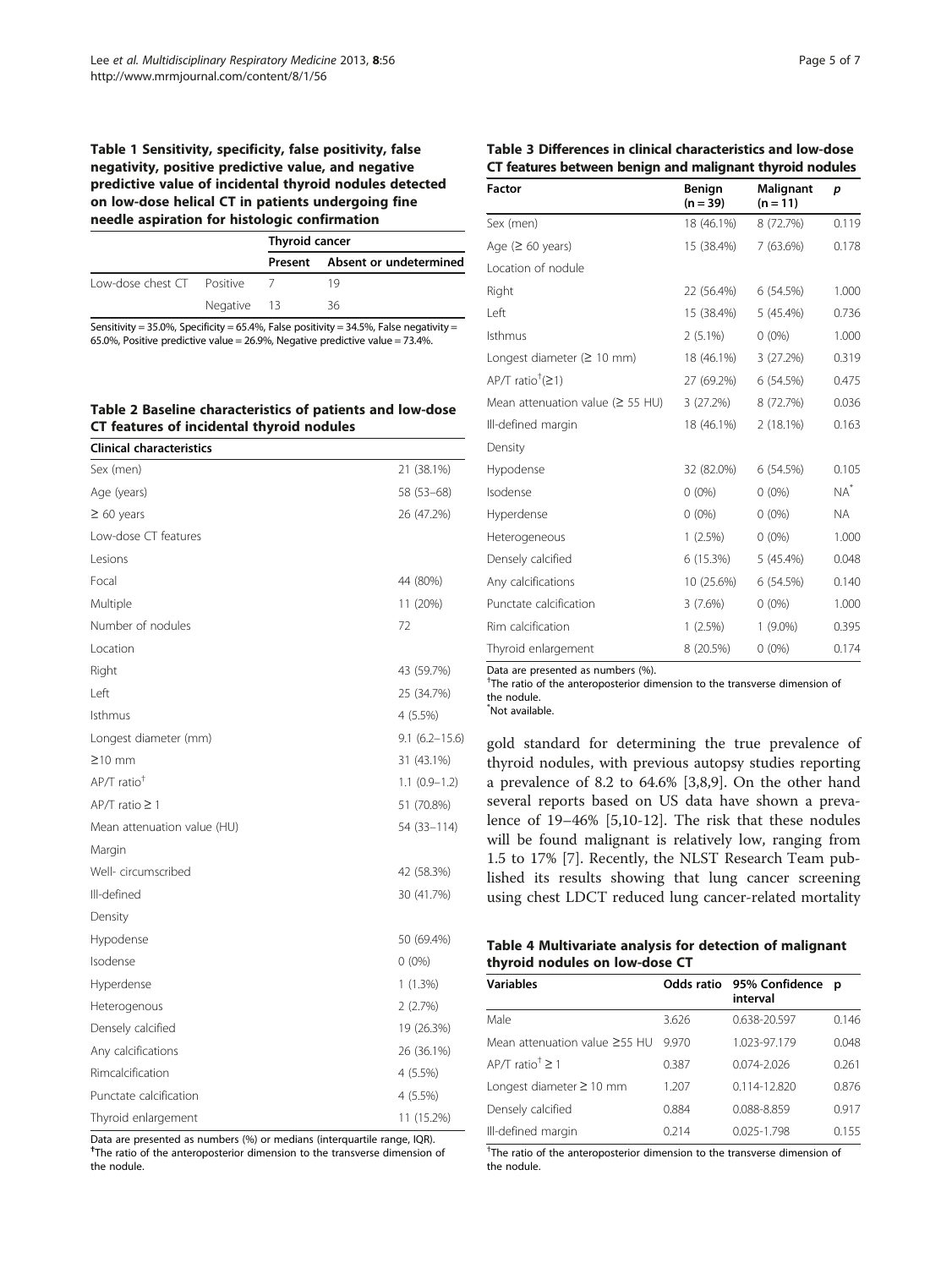**Table 1 Sensitivity, specificity, false positivity, false negativity, positive predictive value, and negative predictive value of incidental thyroid nodules detected on low-dose helical CT in patients undergoing fine needle aspiration for histologic confirmation**

| | | Thyroid cancer | |
|---|---|---|---|
| | | Present | Absent or undetermined |
| Low-dose chest CT | Positive | 7 | 19 |
| | Negative | 13 | 36 |

Sensitivity = 35.0%, Specificity = 65.4%, False positivity = 34.5%, False negativity = 65.0%, Positive predictive value = 26.9%, Negative predictive value = 73.4%.

**Table 2 Baseline characteristics of patients and low-dose CT features of incidental thyroid nodules**

| Clinical characteristics | |
|---|---|
| Sex (men) | 21 (38.1%) |
| Age (years) | 58 (53–68) |
| ≥ 60 years | 26 (47.2%) |
| Low-dose CT features | |
| Lesions | |
| Focal | 44 (80%) |
| Multiple | 11 (20%) |
| Number of nodules | 72 |
| Location | |
| Right | 43 (59.7%) |
| Left | 25 (34.7%) |
| Isthmus | 4 (5.5%) |
| Longest diameter (mm) | 9.1 (6.2–15.6) |
| ≥10 mm | 31 (43.1%) |
| AP/T ratio[†] | 1.1 (0.9–1.2) |
| AP/T ratio ≥ 1 | 51 (70.8%) |
| Mean attenuation value (HU) | 54 (33–114) |
| Margin | |
| Well- circumscribed | 42 (58.3%) |
| Ill-defined | 30 (41.7%) |
| Density | |
| Hypodense | 50 (69.4%) |
| Isodense | 0 (0%) |
| Hyperdense | 1 (1.3%) |
| Heterogenous | 2 (2.7%) |
| Densely calcified | 19 (26.3%) |
| Any calcifications | 26 (36.1%) |
| Rimcalcification | 4 (5.5%) |
| Punctate calcification | 4 (5.5%) |
| Thyroid enlargement | 11 (15.2%) |

Data are presented as numbers (%) or medians (interquartile range, IQR).
[†]The ratio of the anteroposterior dimension to the transverse dimension of the nodule.

**Table 3 Differences in clinical characteristics and low-dose CT features between benign and malignant thyroid nodules**

| Factor | Benign (n = 39) | Malignant (n = 11) | p |
|---|---|---|---|
| Sex (men) | 18 (46.1%) | 8 (72.7%) | 0.119 |
| Age (≥ 60 years) | 15 (38.4%) | 7 (63.6%) | 0.178 |
| Location of nodule | | | |
| Right | 22 (56.4%) | 6 (54.5%) | 1.000 |
| Left | 15 (38.4%) | 5 (45.4%) | 0.736 |
| Isthmus | 2 (5.1%) | 0 (0%) | 1.000 |
| Longest diameter (≥ 10 mm) | 18 (46.1%) | 3 (27.2%) | 0.319 |
| AP/T ratio[†](≥1) | 27 (69.2%) | 6 (54.5%) | 0.475 |
| Mean attenuation value (≥ 55 HU) | 3 (27.2%) | 8 (72.7%) | 0.036 |
| Ill-defined margin | 18 (46.1%) | 2 (18.1%) | 0.163 |
| Density | | | |
| Hypodense | 32 (82.0%) | 6 (54.5%) | 0.105 |
| Isodense | 0 (0%) | 0 (0%) | NA[*] |
| Hyperdense | 0 (0%) | 0 (0%) | NA |
| Heterogeneous | 1 (2.5%) | 0 (0%) | 1.000 |
| Densely calcified | 6 (15.3%) | 5 (45.4%) | 0.048 |
| Any calcifications | 10 (25.6%) | 6 (54.5%) | 0.140 |
| Punctate calcification | 3 (7.6%) | 0 (0%) | 1.000 |
| Rim calcification | 1 (2.5%) | 1 (9.0%) | 0.395 |
| Thyroid enlargement | 8 (20.5%) | 0 (0%) | 0.174 |

Data are presented as numbers (%).
[†]The ratio of the anteroposterior dimension to the transverse dimension of the nodule.
[*]Not available.

gold standard for determining the true prevalence of thyroid nodules, with previous autopsy studies reporting a prevalence of 8.2 to 64.6% [3,8,9]. On the other hand several reports based on US data have shown a prevalence of 19–46% [5,10-12]. The risk that these nodules will be found malignant is relatively low, ranging from 1.5 to 17% [7]. Recently, the NLST Research Team published its results showing that lung cancer screening using chest LDCT reduced lung cancer-related mortality

**Table 4 Multivariate analysis for detection of malignant thyroid nodules on low-dose CT**

| Variables | Odds ratio | 95% Confidence interval | p |
|---|---|---|---|
| Male | 3.626 | 0.638-20.597 | 0.146 |
| Mean attenuation value ≥55 HU | 9.970 | 1.023-97.179 | 0.048 |
| AP/T ratio[†] ≥ 1 | 0.387 | 0.074-2.026 | 0.261 |
| Longest diameter ≥ 10 mm | 1.207 | 0.114-12.820 | 0.876 |
| Densely calcified | 0.884 | 0.088-8.859 | 0.917 |
| Ill-defined margin | 0.214 | 0.025-1.798 | 0.155 |

[†]The ratio of the anteroposterior dimension to the transverse dimension of the nodule.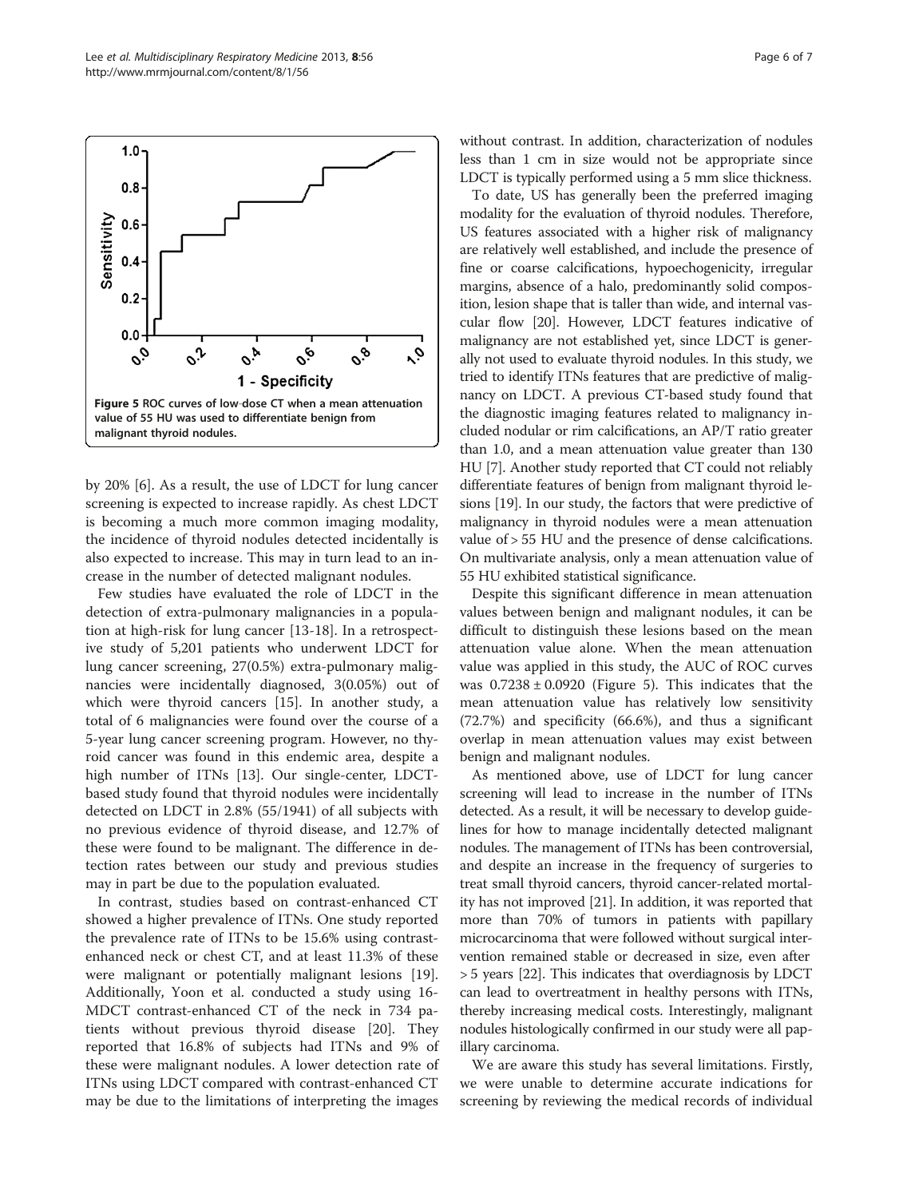Figure 5 ROC curves of low-dose CT when a mean attenuation value of 55 HU was used to differentiate benign from malignant thyroid nodules.

by 20% [6]. As a result, the use of LDCT for lung cancer screening is expected to increase rapidly. As chest LDCT is becoming a much more common imaging modality, the incidence of thyroid nodules detected incidentally is also expected to increase. This may in turn lead to an increase in the number of detected malignant nodules.

Few studies have evaluated the role of LDCT in the detection of extra-pulmonary malignancies in a population at high-risk for lung cancer [13-18]. In a retrospective study of 5,201 patients who underwent LDCT for lung cancer screening, 27(0.5%) extra-pulmonary malignancies were incidentally diagnosed, 3(0.05%) out of which were thyroid cancers [15]. In another study, a total of 6 malignancies were found over the course of a 5-year lung cancer screening program. However, no thyroid cancer was found in this endemic area, despite a high number of ITNs [13]. Our single-center, LDCT-based study found that thyroid nodules were incidentally detected on LDCT in 2.8% (55/1941) of all subjects with no previous evidence of thyroid disease, and 12.7% of these were found to be malignant. The difference in detection rates between our study and previous studies may in part be due to the population evaluated.

In contrast, studies based on contrast-enhanced CT showed a higher prevalence of ITNs. One study reported the prevalence rate of ITNs to be 15.6% using contrast-enhanced neck or chest CT, and at least 11.3% of these were malignant or potentially malignant lesions [19]. Additionally, Yoon et al. conducted a study using 16-MDCT contrast-enhanced CT of the neck in 734 patients without previous thyroid disease [20]. They reported that 16.8% of subjects had ITNs and 9% of these were malignant nodules. A lower detection rate of ITNs using LDCT compared with contrast-enhanced CT may be due to the limitations of interpreting the images without contrast. In addition, characterization of nodules less than 1 cm in size would not be appropriate since LDCT is typically performed using a 5 mm slice thickness.

To date, US has generally been the preferred imaging modality for the evaluation of thyroid nodules. Therefore, US features associated with a higher risk of malignancy are relatively well established, and include the presence of fine or coarse calcifications, hypoechogenicity, irregular margins, absence of a halo, predominantly solid composition, lesion shape that is taller than wide, and internal vascular flow [20]. However, LDCT features indicative of malignancy are not established yet, since LDCT is generally not used to evaluate thyroid nodules. In this study, we tried to identify ITNs features that are predictive of malignancy on LDCT. A previous CT-based study found that the diagnostic imaging features related to malignancy included nodular or rim calcifications, an AP/T ratio greater than 1.0, and a mean attenuation value greater than 130 HU [7]. Another study reported that CT could not reliably differentiate features of benign from malignant thyroid lesions [19]. In our study, the factors that were predictive of malignancy in thyroid nodules were a mean attenuation value of > 55 HU and the presence of dense calcifications. On multivariate analysis, only a mean attenuation value of 55 HU exhibited statistical significance.

Despite this significant difference in mean attenuation values between benign and malignant nodules, it can be difficult to distinguish these lesions based on the mean attenuation value alone. When the mean attenuation value was applied in this study, the AUC of ROC curves was $0.7238 \pm 0.0920$ (Figure 5). This indicates that the mean attenuation value has relatively low sensitivity (72.7%) and specificity (66.6%), and thus a significant overlap in mean attenuation values may exist between benign and malignant nodules.

As mentioned above, use of LDCT for lung cancer screening will lead to increase in the number of ITNs detected. As a result, it will be necessary to develop guidelines for how to manage incidentally detected malignant nodules. The management of ITNs has been controversial, and despite an increase in the frequency of surgeries to treat small thyroid cancers, thyroid cancer-related mortality has not improved [21]. In addition, it was reported that more than 70% of tumors in patients with papillary microcarcinoma that were followed without surgical intervention remained stable or decreased in size, even after > 5 years [22]. This indicates that overdiagnosis by LDCT can lead to overtreatment in healthy persons with ITNs, thereby increasing medical costs. Interestingly, malignant nodules histologically confirmed in our study were all papillary carcinoma.

We are aware this study has several limitations. Firstly, we were unable to determine accurate indications for screening by reviewing the medical records of individual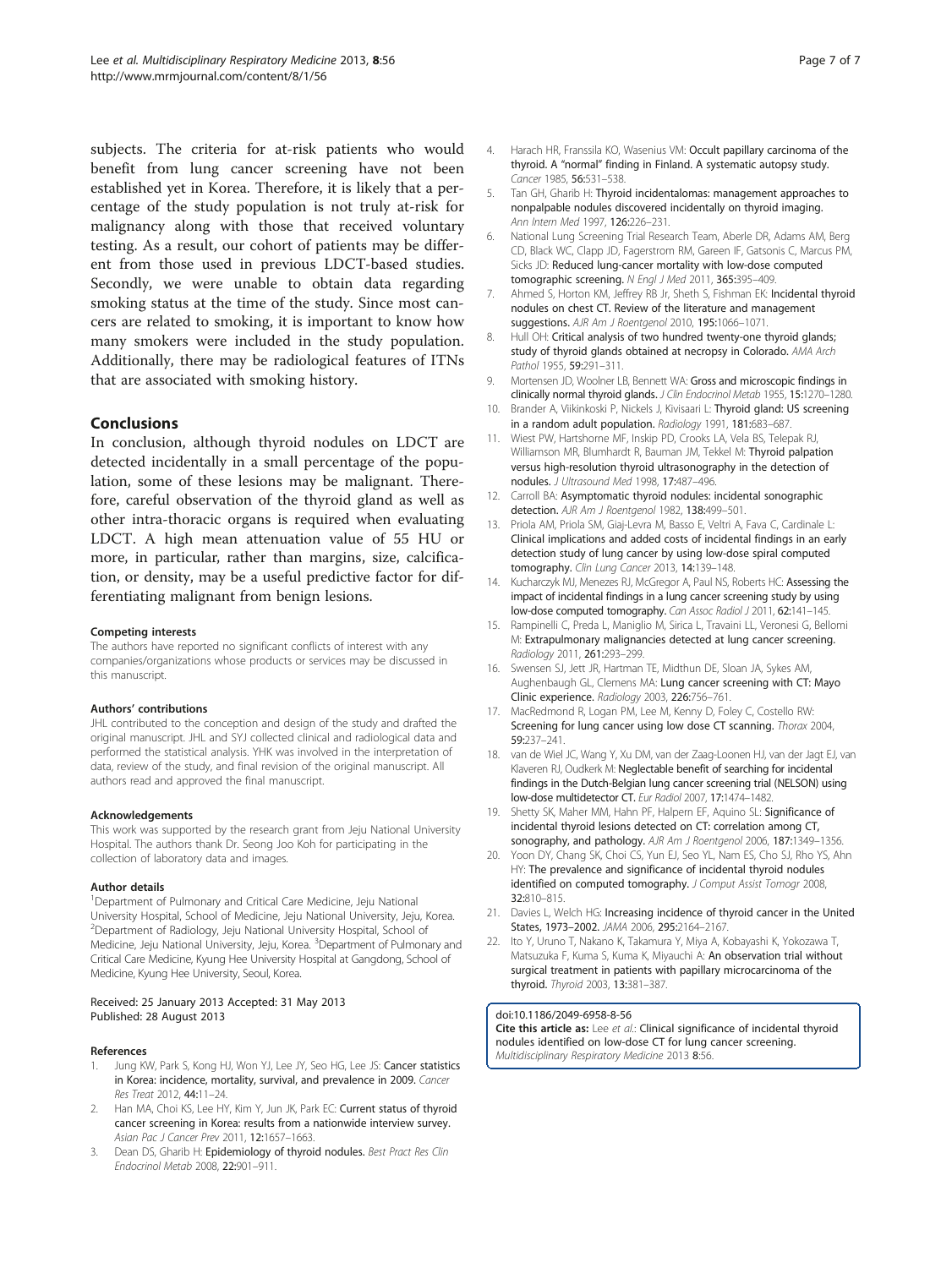subjects. The criteria for at-risk patients who would benefit from lung cancer screening have not been established yet in Korea. Therefore, it is likely that a percentage of the study population is not truly at-risk for malignancy along with those that received voluntary testing. As a result, our cohort of patients may be different from those used in previous LDCT-based studies. Secondly, we were unable to obtain data regarding smoking status at the time of the study. Since most cancers are related to smoking, it is important to know how many smokers were included in the study population. Additionally, there may be radiological features of ITNs that are associated with smoking history.

## Conclusions

In conclusion, although thyroid nodules on LDCT are detected incidentally in a small percentage of the population, some of these lesions may be malignant. Therefore, careful observation of the thyroid gland as well as other intra-thoracic organs is required when evaluating LDCT. A high mean attenuation value of 55 HU or more, in particular, rather than margins, size, calcification, or density, may be a useful predictive factor for differentiating malignant from benign lesions.

#### Competing interests

The authors have reported no significant conflicts of interest with any companies/organizations whose products or services may be discussed in this manuscript.

#### Authors' contributions

JHL contributed to the conception and design of the study and drafted the original manuscript. JHL and SYJ collected clinical and radiological data and performed the statistical analysis. YHK was involved in the interpretation of data, review of the study, and final revision of the original manuscript. All authors read and approved the final manuscript.

#### Acknowledgements

This work was supported by the research grant from Jeju National University Hospital. The authors thank Dr. Seong Joo Koh for participating in the collection of laboratory data and images.

#### Author details

[1]Department of Pulmonary and Critical Care Medicine, Jeju National University Hospital, School of Medicine, Jeju National University, Jeju, Korea. [2]Department of Radiology, Jeju National University Hospital, School of Medicine, Jeju National University, Jeju, Korea. [3]Department of Pulmonary and Critical Care Medicine, Kyung Hee University Hospital at Gangdong, School of Medicine, Kyung Hee University, Seoul, Korea.

Received: 25 January 2013 Accepted: 31 May 2013
Published: 28 August 2013

#### References

1. Jung KW, Park S, Kong HJ, Won YJ, Lee JY, Seo HG, Lee JS: **Cancer statistics in Korea: incidence, mortality, survival, and prevalence in 2009.** *Cancer Res Treat* 2012, **44:**11–24.
2. Han MA, Choi KS, Lee HY, Kim Y, Jun JK, Park EC: **Current status of thyroid cancer screening in Korea: results from a nationwide interview survey.** *Asian Pac J Cancer Prev* 2011, **12:**1657–1663.
3. Dean DS, Gharib H: **Epidemiology of thyroid nodules.** *Best Pract Res Clin Endocrinol Metab* 2008, **22:**901–911.
4. Harach HR, Franssila KO, Wasenius VM: **Occult papillary carcinoma of the thyroid. A "normal" finding in Finland. A systematic autopsy study.** *Cancer* 1985, **56:**531–538.
5. Tan GH, Gharib H: **Thyroid incidentalomas: management approaches to nonpalpable nodules discovered incidentally on thyroid imaging.** *Ann Intern Med* 1997, **126:**226–231.
6. National Lung Screening Trial Research Team, Aberle DR, Adams AM, Berg CD, Black WC, Clapp JD, Fagerstrom RM, Gareen IF, Gatsonis C, Marcus PM, Sicks JD: **Reduced lung-cancer mortality with low-dose computed tomographic screening.** *N Engl J Med* 2011, **365:**395–409.
7. Ahmed S, Horton KM, Jeffrey RB Jr, Sheth S, Fishman EK: **Incidental thyroid nodules on chest CT. Review of the literature and management suggestions.** *AJR Am J Roentgenol* 2010, **195:**1066–1071.
8. Hull OH: **Critical analysis of two hundred twenty-one thyroid glands; study of thyroid glands obtained at necropsy in Colorado.** *AMA Arch Pathol* 1955, **59:**291–311.
9. Mortensen JD, Woolner LB, Bennett WA: **Gross and microscopic findings in clinically normal thyroid glands.** *J Clin Endocrinol Metab* 1955, **15:**1270–1280.
10. Brander A, Viikinkoski P, Nickels J, Kivisaari L: **Thyroid gland: US screening in a random adult population.** *Radiology* 1991, **181:**683–687.
11. Wiest PW, Hartshorne MF, Inskip PD, Crooks LA, Vela BS, Telepak RJ, Williamson MR, Blumhardt R, Bauman JM, Tekkel M: **Thyroid palpation versus high-resolution thyroid ultrasonography in the detection of nodules.** *J Ultrasound Med* 1998, **17:**487–496.
12. Carroll BA: **Asymptomatic thyroid nodules: incidental sonographic detection.** *AJR Am J Roentgenol* 1982, **138:**499–501.
13. Priola AM, Priola SM, Giaj-Levra M, Basso E, Veltri A, Fava C, Cardinale L: **Clinical implications and added costs of incidental findings in an early detection study of lung cancer by using low-dose spiral computed tomography.** *Clin Lung Cancer* 2013, **14:**139–148.
14. Kucharczyk MJ, Menezes RJ, McGregor A, Paul NS, Roberts HC: **Assessing the impact of incidental findings in a lung cancer screening study by using low-dose computed tomography.** *Can Assoc Radiol J* 2011, **62:**141–145.
15. Rampinelli C, Preda L, Maniglio M, Sirica L, Travaini LL, Veronesi G, Bellomi M: **Extrapulmonary malignancies detected at lung cancer screening.** *Radiology* 2011, **261:**293–299.
16. Swensen SJ, Jett JR, Hartman TE, Midthun DE, Sloan JA, Sykes AM, Aughenbaugh GL, Clemens MA: **Lung cancer screening with CT: Mayo Clinic experience.** *Radiology* 2003, **226:**756–761.
17. MacRedmond R, Logan PM, Lee M, Kenny D, Foley C, Costello RW: **Screening for lung cancer using low dose CT scanning.** *Thorax* 2004, **59:**237–241.
18. van de Wiel JC, Wang Y, Xu DM, van der Zaag-Loonen HJ, van der Jagt EJ, van Klaveren RJ, Oudkerk M: **Neglectable benefit of searching for incidental findings in the Dutch-Belgian lung cancer screening trial (NELSON) using low-dose multidetector CT.** *Eur Radiol* 2007, **17:**1474–1482.
19. Shetty SK, Maher MM, Hahn PF, Halpern EF, Aquino SL: **Significance of incidental thyroid lesions detected on CT: correlation among CT, sonography, and pathology.** *AJR Am J Roentgenol* 2006, **187:**1349–1356.
20. Yoon DY, Chang SK, Choi CS, Yun EJ, Seo YL, Nam ES, Cho SJ, Rho YS, Ahn HY: **The prevalence and significance of incidental thyroid nodules identified on computed tomography.** *J Comput Assist Tomogr* 2008, **32:**810–815.
21. Davies L, Welch HG: **Increasing incidence of thyroid cancer in the United States, 1973–2002.** *JAMA* 2006, **295:**2164–2167.
22. Ito Y, Uruno T, Nakano K, Takamura Y, Miya A, Kobayashi K, Yokozawa T, Matsuzuka F, Kuma S, Kuma K, Miyauchi A: **An observation trial without surgical treatment in patients with papillary microcarcinoma of the thyroid.** *Thyroid* 2003, **13:**381–387.

doi:10.1186/2049-6958-8-56

**Cite this article as:** Lee *et al.*: Clinical significance of incidental thyroid nodules identified on low-dose CT for lung cancer screening. *Multidisciplinary Respiratory Medicine* 2013 **8**:56.